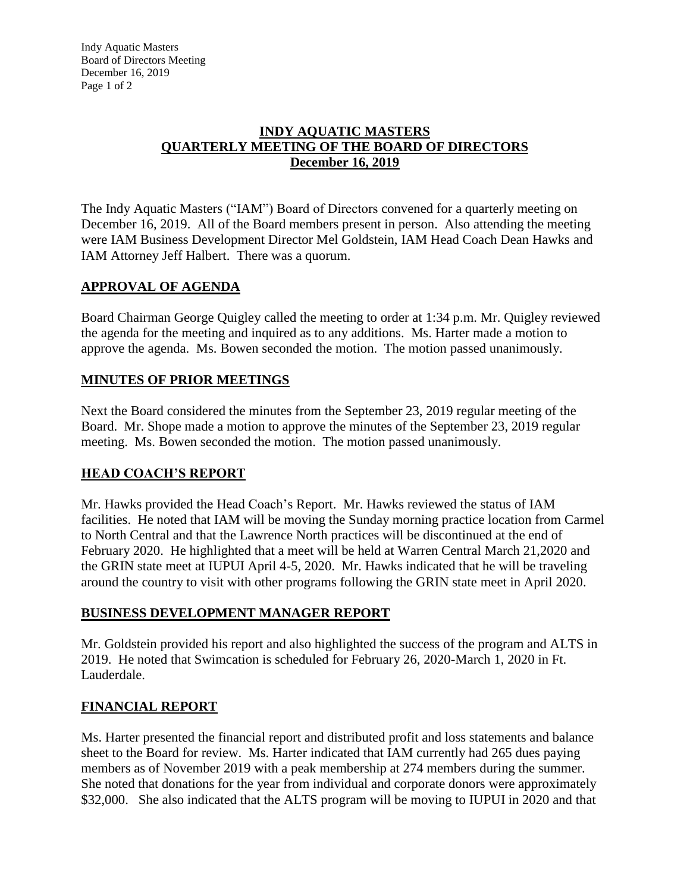# INDY AQUATIC MASTERS
# QUARTERLY MEETING OF THE BOARD OF DIRECTORS
# December 16, 2019

The Indy Aquatic Masters ("IAM") Board of Directors convened for a quarterly meeting on December 16, 2019. All of the Board members present in person. Also attending the meeting were IAM Business Development Director Mel Goldstein, IAM Head Coach Dean Hawks and IAM Attorney Jeff Halbert. There was a quorum.

## APPROVAL OF AGENDA

Board Chairman George Quigley called the meeting to order at 1:34 p.m. Mr. Quigley reviewed the agenda for the meeting and inquired as to any additions. Ms. Harter made a motion to approve the agenda. Ms. Bowen seconded the motion. The motion passed unanimously.

## MINUTES OF PRIOR MEETINGS

Next the Board considered the minutes from the September 23, 2019 regular meeting of the Board. Mr. Shope made a motion to approve the minutes of the September 23, 2019 regular meeting. Ms. Bowen seconded the motion. The motion passed unanimously.

## HEAD COACH'S REPORT

Mr. Hawks provided the Head Coach's Report. Mr. Hawks reviewed the status of IAM facilities. He noted that IAM will be moving the Sunday morning practice location from Carmel to North Central and that the Lawrence North practices will be discontinued at the end of February 2020. He highlighted that a meet will be held at Warren Central March 21,2020 and the GRIN state meet at IUPUI April 4-5, 2020. Mr. Hawks indicated that he will be traveling around the country to visit with other programs following the GRIN state meet in April 2020.

## BUSINESS DEVELOPMENT MANAGER REPORT

Mr. Goldstein provided his report and also highlighted the success of the program and ALTS in 2019. He noted that Swimcation is scheduled for February 26, 2020-March 1, 2020 in Ft. Lauderdale.

## FINANCIAL REPORT

Ms. Harter presented the financial report and distributed profit and loss statements and balance sheet to the Board for review. Ms. Harter indicated that IAM currently had 265 dues paying members as of November 2019 with a peak membership at 274 members during the summer. She noted that donations for the year from individual and corporate donors were approximately $32,000. She also indicated that the ALTS program will be moving to IUPUI in 2020 and that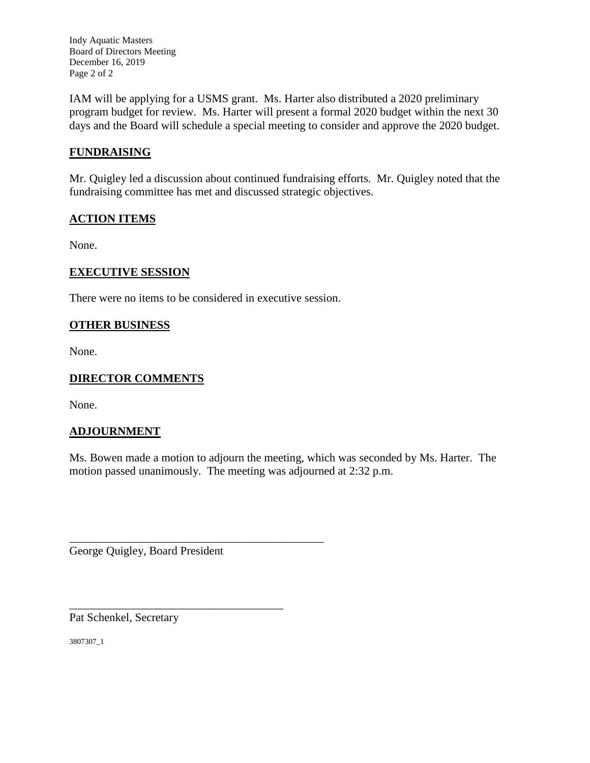IAM will be applying for a USMS grant. Ms. Harter also distributed a 2020 preliminary program budget for review. Ms. Harter will present a formal 2020 budget within the next 30 days and the Board will schedule a special meeting to consider and approve the 2020 budget.

## FUNDRAISING

Mr. Quigley led a discussion about continued fundraising efforts. Mr. Quigley noted that the fundraising committee has met and discussed strategic objectives.

## ACTION ITEMS

None.

## EXECUTIVE SESSION

There were no items to be considered in executive session.

## OTHER BUSINESS

None.

## DIRECTOR COMMENTS

None.

## ADJOURNMENT

Ms. Bowen made a motion to adjourn the meeting, which was seconded by Ms. Harter. The motion passed unanimously. The meeting was adjourned at 2:32 p.m.

_____________________________________________
George Quigley, Board President

______________________________________
Pat Schenkel, Secretary

3807307_1